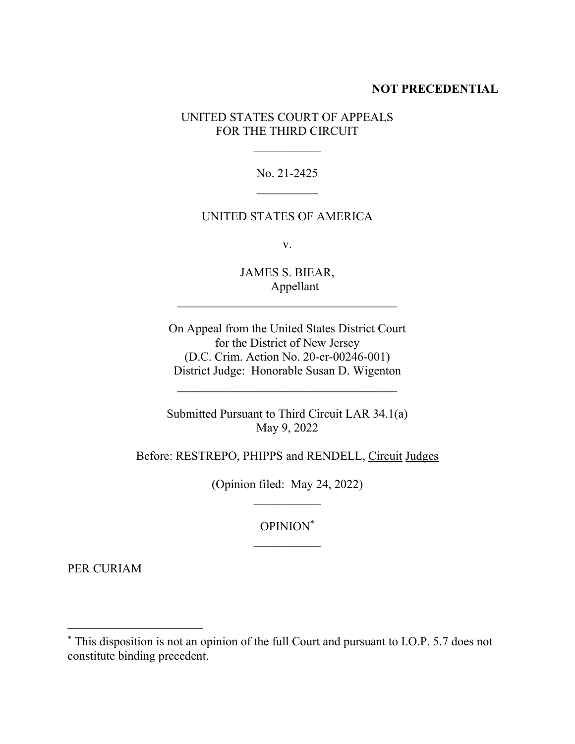**NOT PRECEDENTIAL**

UNITED STATES COURT OF APPEALS
FOR THE THIRD CIRCUIT

---

No. 21-2425

---

UNITED STATES OF AMERICA

v.

JAMES S. BIEAR,
Appellant

---

On Appeal from the United States District Court
for the District of New Jersey
(D.C. Crim. Action No. 20-cr-00246-001)
District Judge: Honorable Susan D. Wigenton

---

Submitted Pursuant to Third Circuit LAR 34.1(a)
May 9, 2022

Before: RESTREPO, PHIPPS and RENDELL, Circuit Judges

(Opinion filed: May 24, 2022)

---

OPINION*

---

PER CURIAM

---

* This disposition is not an opinion of the full Court and pursuant to I.O.P. 5.7 does not constitute binding precedent.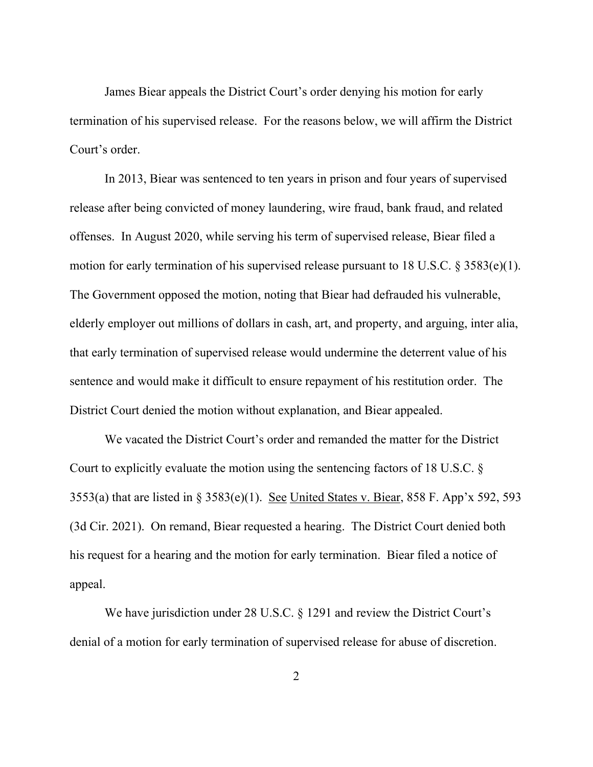James Biear appeals the District Court's order denying his motion for early termination of his supervised release. For the reasons below, we will affirm the District Court's order.

In 2013, Biear was sentenced to ten years in prison and four years of supervised release after being convicted of money laundering, wire fraud, bank fraud, and related offenses. In August 2020, while serving his term of supervised release, Biear filed a motion for early termination of his supervised release pursuant to 18 U.S.C. § 3583(e)(1). The Government opposed the motion, noting that Biear had defrauded his vulnerable, elderly employer out millions of dollars in cash, art, and property, and arguing, inter alia, that early termination of supervised release would undermine the deterrent value of his sentence and would make it difficult to ensure repayment of his restitution order. The District Court denied the motion without explanation, and Biear appealed.

We vacated the District Court's order and remanded the matter for the District Court to explicitly evaluate the motion using the sentencing factors of 18 U.S.C. § 3553(a) that are listed in § 3583(e)(1). See United States v. Biear, 858 F. App'x 592, 593 (3d Cir. 2021). On remand, Biear requested a hearing. The District Court denied both his request for a hearing and the motion for early termination. Biear filed a notice of appeal.

We have jurisdiction under 28 U.S.C. § 1291 and review the District Court's denial of a motion for early termination of supervised release for abuse of discretion.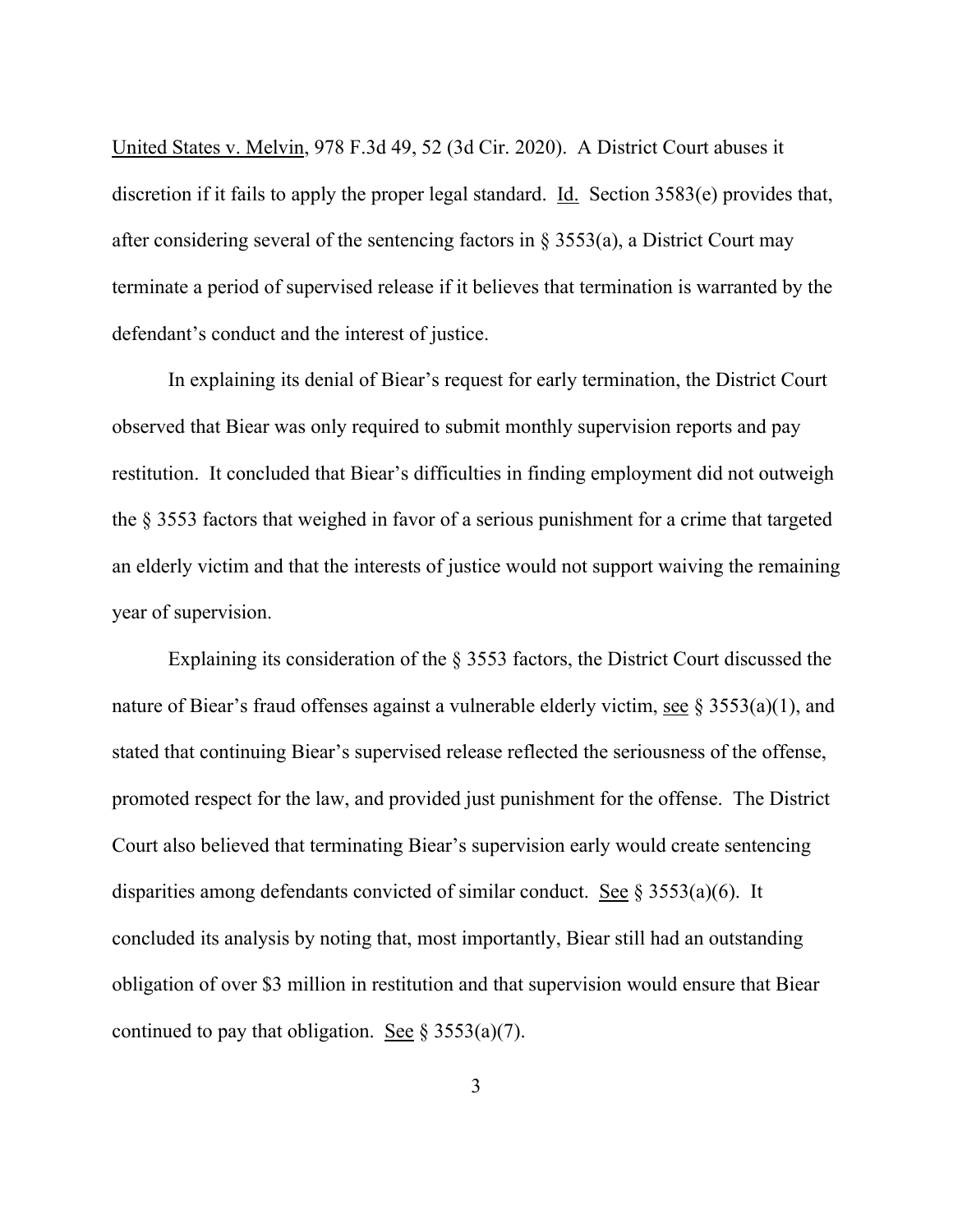United States v. Melvin, 978 F.3d 49, 52 (3d Cir. 2020). A District Court abuses it discretion if it fails to apply the proper legal standard. Id. Section 3583(e) provides that, after considering several of the sentencing factors in § 3553(a), a District Court may terminate a period of supervised release if it believes that termination is warranted by the defendant's conduct and the interest of justice.

In explaining its denial of Biear's request for early termination, the District Court observed that Biear was only required to submit monthly supervision reports and pay restitution. It concluded that Biear's difficulties in finding employment did not outweigh the § 3553 factors that weighed in favor of a serious punishment for a crime that targeted an elderly victim and that the interests of justice would not support waiving the remaining year of supervision.

Explaining its consideration of the § 3553 factors, the District Court discussed the nature of Biear's fraud offenses against a vulnerable elderly victim, see § 3553(a)(1), and stated that continuing Biear's supervised release reflected the seriousness of the offense, promoted respect for the law, and provided just punishment for the offense. The District Court also believed that terminating Biear's supervision early would create sentencing disparities among defendants convicted of similar conduct. See § 3553(a)(6). It concluded its analysis by noting that, most importantly, Biear still had an outstanding obligation of over $3 million in restitution and that supervision would ensure that Biear continued to pay that obligation. See § 3553(a)(7).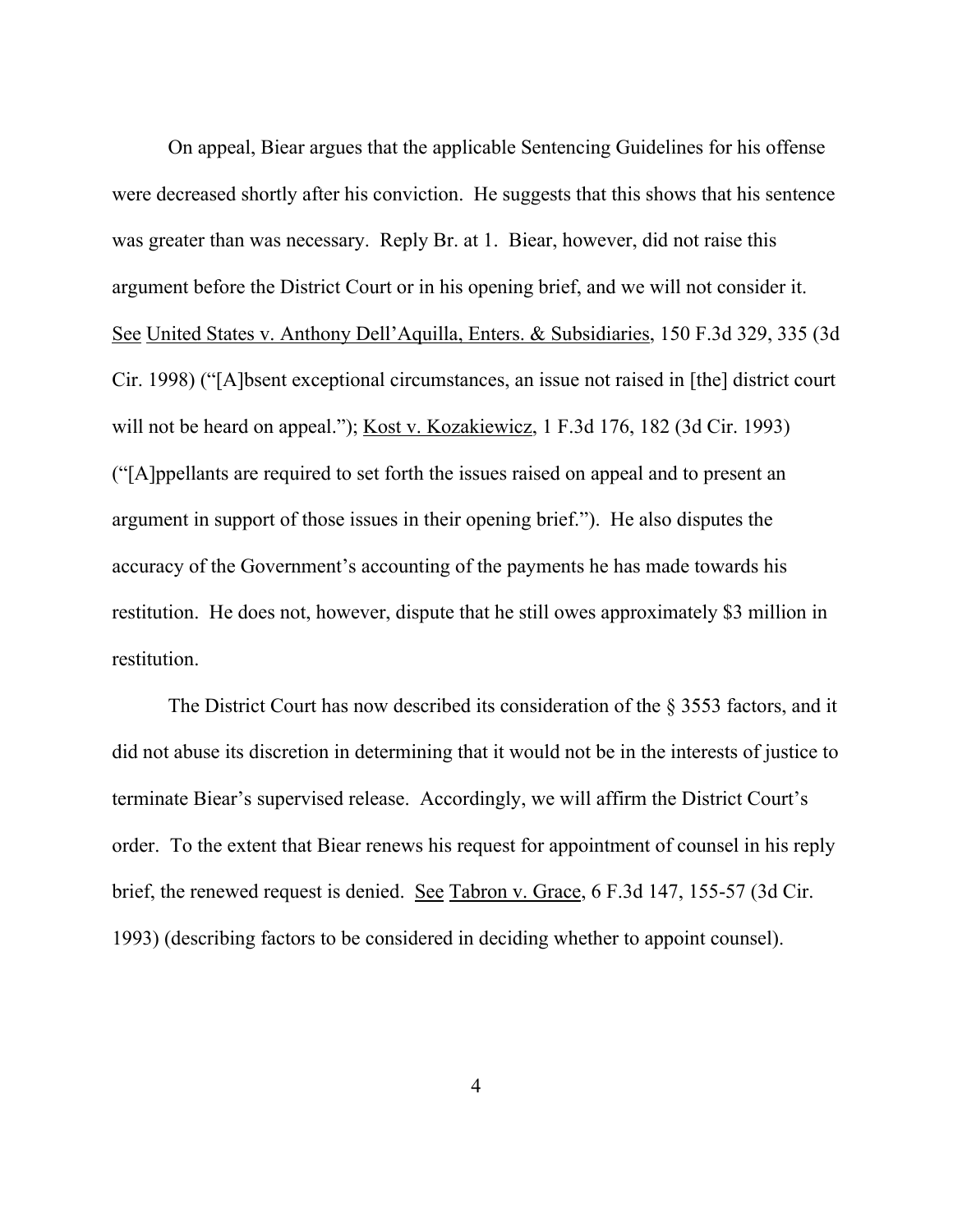On appeal, Biear argues that the applicable Sentencing Guidelines for his offense were decreased shortly after his conviction. He suggests that this shows that his sentence was greater than was necessary. Reply Br. at 1. Biear, however, did not raise this argument before the District Court or in his opening brief, and we will not consider it. See United States v. Anthony Dell'Aquilla, Enters. & Subsidiaries, 150 F.3d 329, 335 (3d Cir. 1998) ("[A]bsent exceptional circumstances, an issue not raised in [the] district court will not be heard on appeal."); Kost v. Kozakiewicz, 1 F.3d 176, 182 (3d Cir. 1993) ("[A]ppellants are required to set forth the issues raised on appeal and to present an argument in support of those issues in their opening brief."). He also disputes the accuracy of the Government's accounting of the payments he has made towards his restitution. He does not, however, dispute that he still owes approximately $3 million in restitution.

The District Court has now described its consideration of the § 3553 factors, and it did not abuse its discretion in determining that it would not be in the interests of justice to terminate Biear's supervised release. Accordingly, we will affirm the District Court's order. To the extent that Biear renews his request for appointment of counsel in his reply brief, the renewed request is denied. See Tabron v. Grace, 6 F.3d 147, 155-57 (3d Cir. 1993) (describing factors to be considered in deciding whether to appoint counsel).